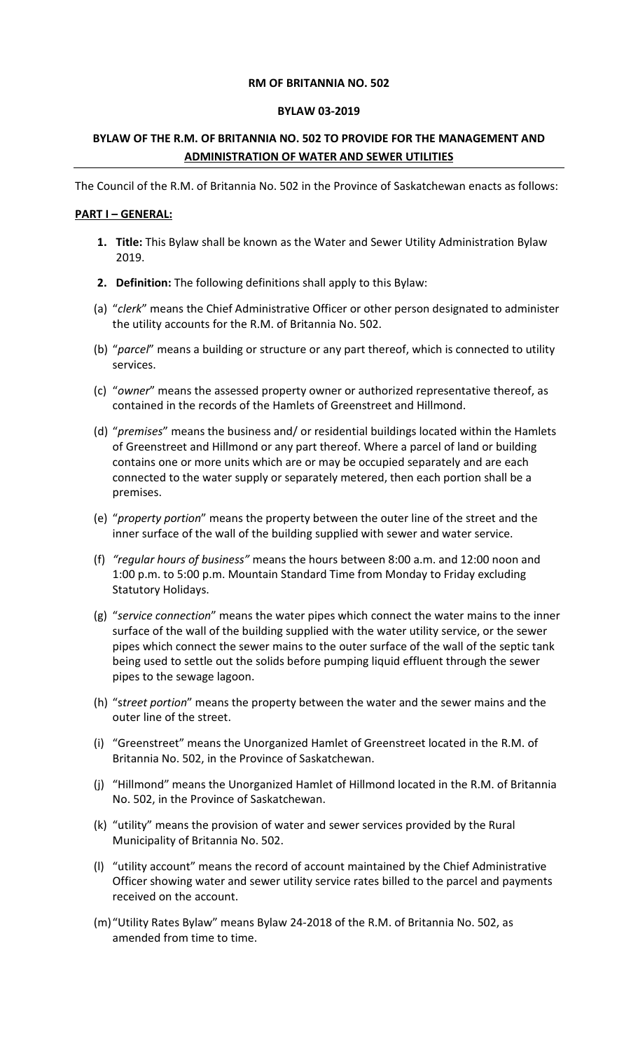**RM OF BRITANNIA NO. 502**

**BYLAW 03-2019**

# BYLAW OF THE R.M. OF BRITANNIA NO. 502 TO PROVIDE FOR THE MANAGEMENT AND ADMINISTRATION OF WATER AND SEWER UTILITIES

The Council of the R.M. of Britannia No. 502 in the Province of Saskatchewan enacts as follows:

## PART I – GENERAL:

1. **Title:** This Bylaw shall be known as the Water and Sewer Utility Administration Bylaw 2019.

2. **Definition:** The following definitions shall apply to this Bylaw:

(a) "*clerk*" means the Chief Administrative Officer or other person designated to administer the utility accounts for the R.M. of Britannia No. 502.

(b) "*parcel*" means a building or structure or any part thereof, which is connected to utility services.

(c) "*owner*" means the assessed property owner or authorized representative thereof, as contained in the records of the Hamlets of Greenstreet and Hillmond.

(d) "*premises*" means the business and/ or residential buildings located within the Hamlets of Greenstreet and Hillmond or any part thereof. Where a parcel of land or building contains one or more units which are or may be occupied separately and are each connected to the water supply or separately metered, then each portion shall be a premises.

(e) "*property portion*" means the property between the outer line of the street and the inner surface of the wall of the building supplied with sewer and water service.

(f) *"regular hours of business"* means the hours between 8:00 a.m. and 12:00 noon and 1:00 p.m. to 5:00 p.m. Mountain Standard Time from Monday to Friday excluding Statutory Holidays.

(g) "*service connection*" means the water pipes which connect the water mains to the inner surface of the wall of the building supplied with the water utility service, or the sewer pipes which connect the sewer mains to the outer surface of the wall of the septic tank being used to settle out the solids before pumping liquid effluent through the sewer pipes to the sewage lagoon.

(h) "*street portion*" means the property between the water and the sewer mains and the outer line of the street.

(i) "Greenstreet" means the Unorganized Hamlet of Greenstreet located in the R.M. of Britannia No. 502, in the Province of Saskatchewan.

(j) "Hillmond" means the Unorganized Hamlet of Hillmond located in the R.M. of Britannia No. 502, in the Province of Saskatchewan.

(k) "utility" means the provision of water and sewer services provided by the Rural Municipality of Britannia No. 502.

(l) "utility account" means the record of account maintained by the Chief Administrative Officer showing water and sewer utility service rates billed to the parcel and payments received on the account.

(m) "Utility Rates Bylaw" means Bylaw 24-2018 of the R.M. of Britannia No. 502, as amended from time to time.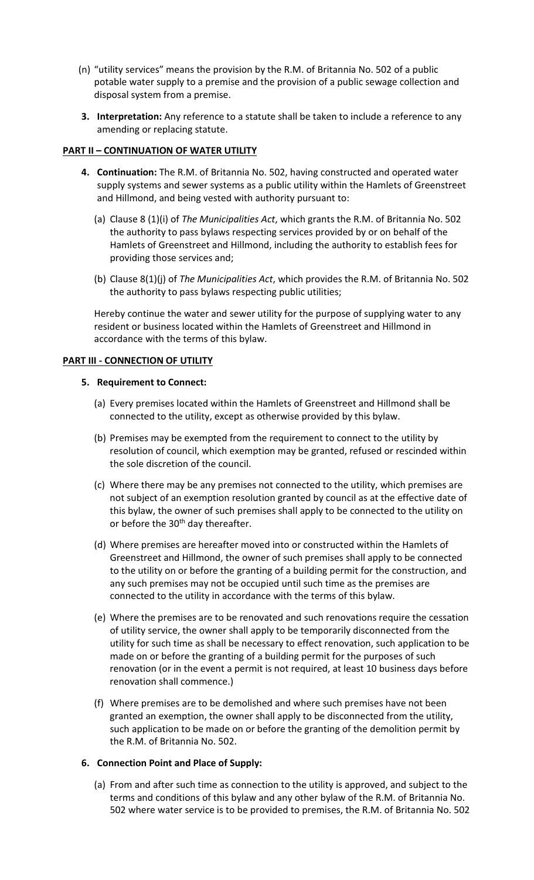(n) "utility services" means the provision by the R.M. of Britannia No. 502 of a public potable water supply to a premise and the provision of a public sewage collection and disposal system from a premise.

3. **Interpretation:** Any reference to a statute shall be taken to include a reference to any amending or replacing statute.

## PART II – CONTINUATION OF WATER UTILITY

4. **Continuation:** The R.M. of Britannia No. 502, having constructed and operated water supply systems and sewer systems as a public utility within the Hamlets of Greenstreet and Hillmond, and being vested with authority pursuant to:

   (a) Clause 8 (1)(i) of *The Municipalities Act*, which grants the R.M. of Britannia No. 502 the authority to pass bylaws respecting services provided by or on behalf of the Hamlets of Greenstreet and Hillmond, including the authority to establish fees for providing those services and;

   (b) Clause 8(1)(j) of *The Municipalities Act*, which provides the R.M. of Britannia No. 502 the authority to pass bylaws respecting public utilities;

   Hereby continue the water and sewer utility for the purpose of supplying water to any resident or business located within the Hamlets of Greenstreet and Hillmond in accordance with the terms of this bylaw.

## PART III - CONNECTION OF UTILITY

5. **Requirement to Connect:**

   (a) Every premises located within the Hamlets of Greenstreet and Hillmond shall be connected to the utility, except as otherwise provided by this bylaw.

   (b) Premises may be exempted from the requirement to connect to the utility by resolution of council, which exemption may be granted, refused or rescinded within the sole discretion of the council.

   (c) Where there may be any premises not connected to the utility, which premises are not subject of an exemption resolution granted by council as at the effective date of this bylaw, the owner of such premises shall apply to be connected to the utility on or before the 30th day thereafter.

   (d) Where premises are hereafter moved into or constructed within the Hamlets of Greenstreet and Hillmond, the owner of such premises shall apply to be connected to the utility on or before the granting of a building permit for the construction, and any such premises may not be occupied until such time as the premises are connected to the utility in accordance with the terms of this bylaw.

   (e) Where the premises are to be renovated and such renovations require the cessation of utility service, the owner shall apply to be temporarily disconnected from the utility for such time as shall be necessary to effect renovation, such application to be made on or before the granting of a building permit for the purposes of such renovation (or in the event a permit is not required, at least 10 business days before renovation shall commence.)

   (f) Where premises are to be demolished and where such premises have not been granted an exemption, the owner shall apply to be disconnected from the utility, such application to be made on or before the granting of the demolition permit by the R.M. of Britannia No. 502.

6. **Connection Point and Place of Supply:**

   (a) From and after such time as connection to the utility is approved, and subject to the terms and conditions of this bylaw and any other bylaw of the R.M. of Britannia No. 502 where water service is to be provided to premises, the R.M. of Britannia No. 502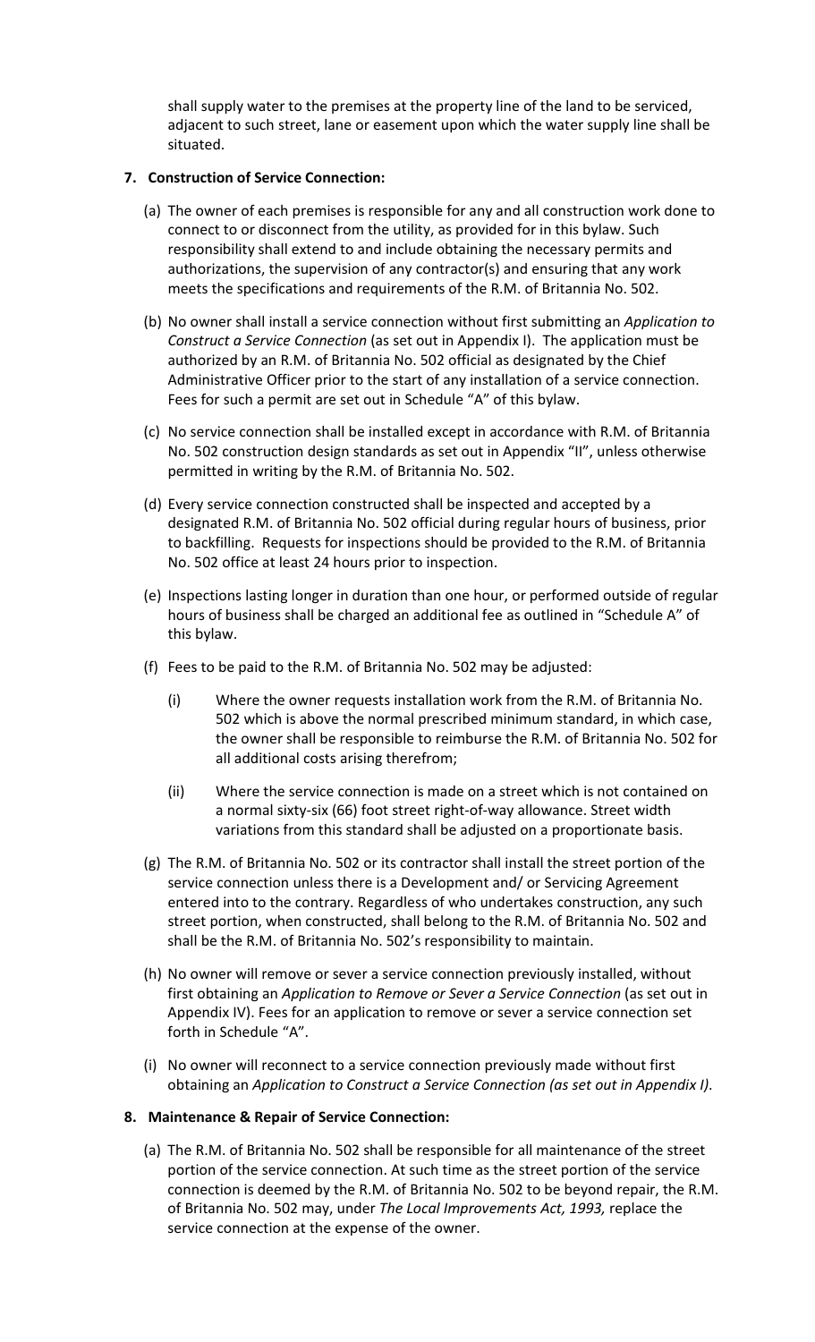shall supply water to the premises at the property line of the land to be serviced, adjacent to such street, lane or easement upon which the water supply line shall be situated.

**7. Construction of Service Connection:**

(a) The owner of each premises is responsible for any and all construction work done to connect to or disconnect from the utility, as provided for in this bylaw. Such responsibility shall extend to and include obtaining the necessary permits and authorizations, the supervision of any contractor(s) and ensuring that any work meets the specifications and requirements of the R.M. of Britannia No. 502.

(b) No owner shall install a service connection without first submitting an *Application to Construct a Service Connection* (as set out in Appendix I). The application must be authorized by an R.M. of Britannia No. 502 official as designated by the Chief Administrative Officer prior to the start of any installation of a service connection. Fees for such a permit are set out in Schedule "A" of this bylaw.

(c) No service connection shall be installed except in accordance with R.M. of Britannia No. 502 construction design standards as set out in Appendix "II", unless otherwise permitted in writing by the R.M. of Britannia No. 502.

(d) Every service connection constructed shall be inspected and accepted by a designated R.M. of Britannia No. 502 official during regular hours of business, prior to backfilling. Requests for inspections should be provided to the R.M. of Britannia No. 502 office at least 24 hours prior to inspection.

(e) Inspections lasting longer in duration than one hour, or performed outside of regular hours of business shall be charged an additional fee as outlined in "Schedule A" of this bylaw.

(f) Fees to be paid to the R.M. of Britannia No. 502 may be adjusted:

(i) Where the owner requests installation work from the R.M. of Britannia No. 502 which is above the normal prescribed minimum standard, in which case, the owner shall be responsible to reimburse the R.M. of Britannia No. 502 for all additional costs arising therefrom;

(ii) Where the service connection is made on a street which is not contained on a normal sixty-six (66) foot street right-of-way allowance. Street width variations from this standard shall be adjusted on a proportionate basis.

(g) The R.M. of Britannia No. 502 or its contractor shall install the street portion of the service connection unless there is a Development and/ or Servicing Agreement entered into to the contrary. Regardless of who undertakes construction, any such street portion, when constructed, shall belong to the R.M. of Britannia No. 502 and shall be the R.M. of Britannia No. 502's responsibility to maintain.

(h) No owner will remove or sever a service connection previously installed, without first obtaining an *Application to Remove or Sever a Service Connection* (as set out in Appendix IV). Fees for an application to remove or sever a service connection set forth in Schedule "A".

(i) No owner will reconnect to a service connection previously made without first obtaining an *Application to Construct a Service Connection (as set out in Appendix I).*

**8. Maintenance & Repair of Service Connection:**

(a) The R.M. of Britannia No. 502 shall be responsible for all maintenance of the street portion of the service connection. At such time as the street portion of the service connection is deemed by the R.M. of Britannia No. 502 to be beyond repair, the R.M. of Britannia No. 502 may, under *The Local Improvements Act, 1993,* replace the service connection at the expense of the owner.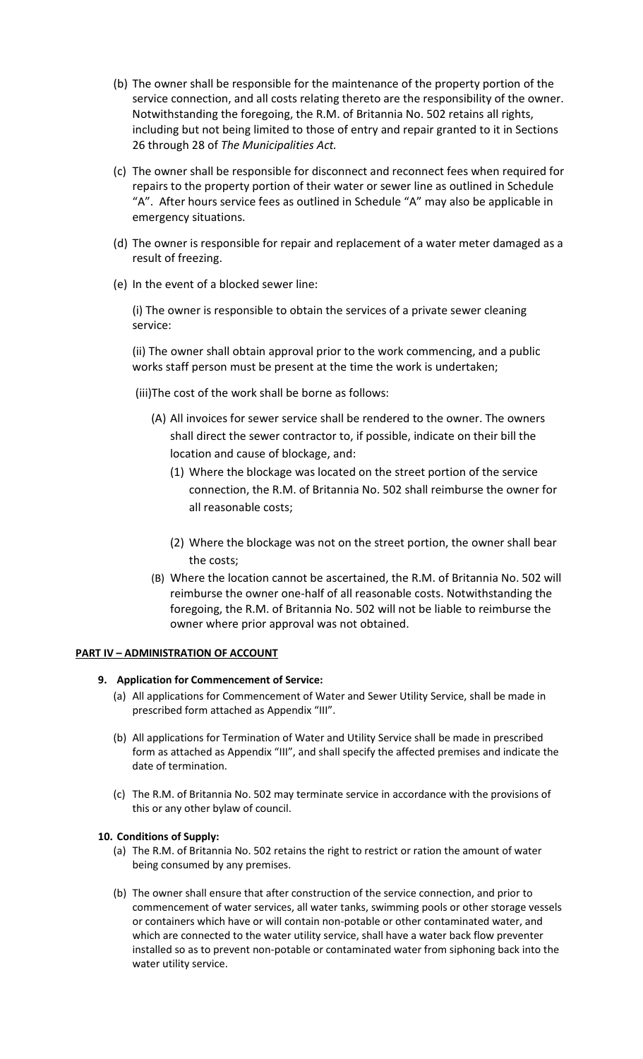(b) The owner shall be responsible for the maintenance of the property portion of the service connection, and all costs relating thereto are the responsibility of the owner. Notwithstanding the foregoing, the R.M. of Britannia No. 502 retains all rights, including but not being limited to those of entry and repair granted to it in Sections 26 through 28 of *The Municipalities Act.*

(c) The owner shall be responsible for disconnect and reconnect fees when required for repairs to the property portion of their water or sewer line as outlined in Schedule "A". After hours service fees as outlined in Schedule "A" may also be applicable in emergency situations.

(d) The owner is responsible for repair and replacement of a water meter damaged as a result of freezing.

(e) In the event of a blocked sewer line:

(i) The owner is responsible to obtain the services of a private sewer cleaning service:

(ii) The owner shall obtain approval prior to the work commencing, and a public works staff person must be present at the time the work is undertaken;

(iii)The cost of the work shall be borne as follows:

(A) All invoices for sewer service shall be rendered to the owner. The owners shall direct the sewer contractor to, if possible, indicate on their bill the location and cause of blockage, and:

(1) Where the blockage was located on the street portion of the service connection, the R.M. of Britannia No. 502 shall reimburse the owner for all reasonable costs;

(2) Where the blockage was not on the street portion, the owner shall bear the costs;

(B) Where the location cannot be ascertained, the R.M. of Britannia No. 502 will reimburse the owner one-half of all reasonable costs. Notwithstanding the foregoing, the R.M. of Britannia No. 502 will not be liable to reimburse the owner where prior approval was not obtained.

**PART IV – ADMINISTRATION OF ACCOUNT**

**9. Application for Commencement of Service:**

(a) All applications for Commencement of Water and Sewer Utility Service, shall be made in prescribed form attached as Appendix "III".

(b) All applications for Termination of Water and Utility Service shall be made in prescribed form as attached as Appendix "III", and shall specify the affected premises and indicate the date of termination.

(c) The R.M. of Britannia No. 502 may terminate service in accordance with the provisions of this or any other bylaw of council.

**10. Conditions of Supply:**

(a) The R.M. of Britannia No. 502 retains the right to restrict or ration the amount of water being consumed by any premises.

(b) The owner shall ensure that after construction of the service connection, and prior to commencement of water services, all water tanks, swimming pools or other storage vessels or containers which have or will contain non-potable or other contaminated water, and which are connected to the water utility service, shall have a water back flow preventer installed so as to prevent non-potable or contaminated water from siphoning back into the water utility service.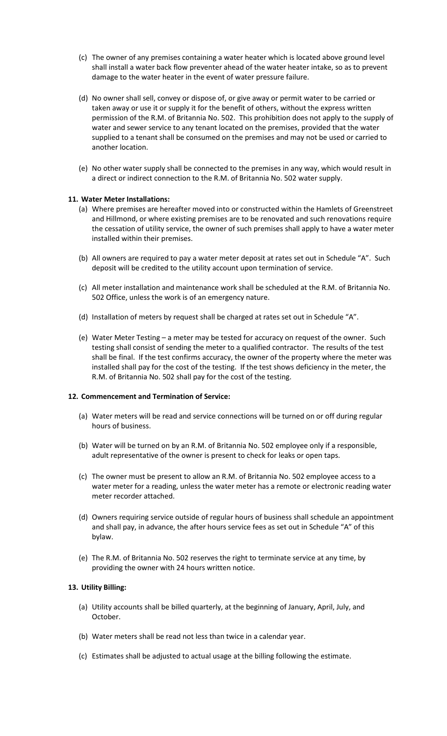(c) The owner of any premises containing a water heater which is located above ground level shall install a water back flow preventer ahead of the water heater intake, so as to prevent damage to the water heater in the event of water pressure failure.

(d) No owner shall sell, convey or dispose of, or give away or permit water to be carried or taken away or use it or supply it for the benefit of others, without the express written permission of the R.M. of Britannia No. 502. This prohibition does not apply to the supply of water and sewer service to any tenant located on the premises, provided that the water supplied to a tenant shall be consumed on the premises and may not be used or carried to another location.

(e) No other water supply shall be connected to the premises in any way, which would result in a direct or indirect connection to the R.M. of Britannia No. 502 water supply.

**11. Water Meter Installations:**

(a) Where premises are hereafter moved into or constructed within the Hamlets of Greenstreet and Hillmond, or where existing premises are to be renovated and such renovations require the cessation of utility service, the owner of such premises shall apply to have a water meter installed within their premises.

(b) All owners are required to pay a water meter deposit at rates set out in Schedule "A". Such deposit will be credited to the utility account upon termination of service.

(c) All meter installation and maintenance work shall be scheduled at the R.M. of Britannia No. 502 Office, unless the work is of an emergency nature.

(d) Installation of meters by request shall be charged at rates set out in Schedule "A".

(e) Water Meter Testing – a meter may be tested for accuracy on request of the owner. Such testing shall consist of sending the meter to a qualified contractor. The results of the test shall be final. If the test confirms accuracy, the owner of the property where the meter was installed shall pay for the cost of the testing. If the test shows deficiency in the meter, the R.M. of Britannia No. 502 shall pay for the cost of the testing.

**12. Commencement and Termination of Service:**

(a) Water meters will be read and service connections will be turned on or off during regular hours of business.

(b) Water will be turned on by an R.M. of Britannia No. 502 employee only if a responsible, adult representative of the owner is present to check for leaks or open taps.

(c) The owner must be present to allow an R.M. of Britannia No. 502 employee access to a water meter for a reading, unless the water meter has a remote or electronic reading water meter recorder attached.

(d) Owners requiring service outside of regular hours of business shall schedule an appointment and shall pay, in advance, the after hours service fees as set out in Schedule "A" of this bylaw.

(e) The R.M. of Britannia No. 502 reserves the right to terminate service at any time, by providing the owner with 24 hours written notice.

**13. Utility Billing:**

(a) Utility accounts shall be billed quarterly, at the beginning of January, April, July, and October.

(b) Water meters shall be read not less than twice in a calendar year.

(c) Estimates shall be adjusted to actual usage at the billing following the estimate.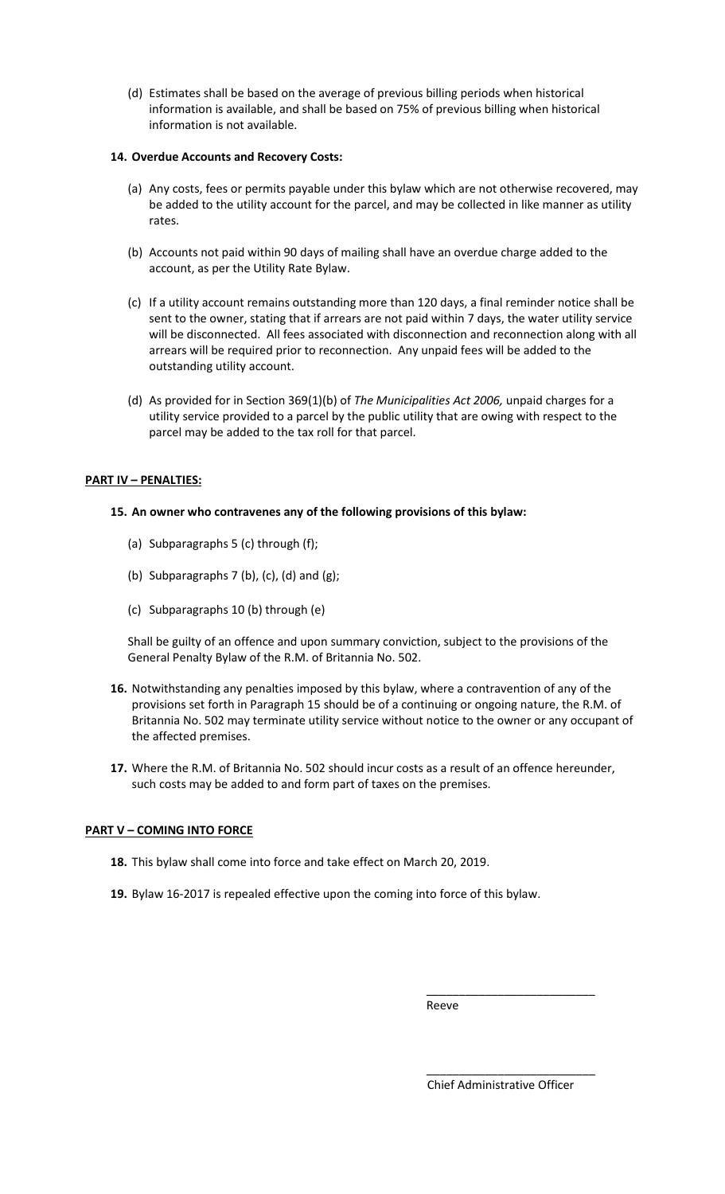(d) Estimates shall be based on the average of previous billing periods when historical information is available, and shall be based on 75% of previous billing when historical information is not available.

**14. Overdue Accounts and Recovery Costs:**

(a) Any costs, fees or permits payable under this bylaw which are not otherwise recovered, may be added to the utility account for the parcel, and may be collected in like manner as utility rates.

(b) Accounts not paid within 90 days of mailing shall have an overdue charge added to the account, as per the Utility Rate Bylaw.

(c) If a utility account remains outstanding more than 120 days, a final reminder notice shall be sent to the owner, stating that if arrears are not paid within 7 days, the water utility service will be disconnected. All fees associated with disconnection and reconnection along with all arrears will be required prior to reconnection. Any unpaid fees will be added to the outstanding utility account.

(d) As provided for in Section 369(1)(b) of *The Municipalities Act 2006,* unpaid charges for a utility service provided to a parcel by the public utility that are owing with respect to the parcel may be added to the tax roll for that parcel.

## PART IV – PENALTIES:

**15. An owner who contravenes any of the following provisions of this bylaw:**

(a) Subparagraphs 5 (c) through (f);

(b) Subparagraphs 7 (b), (c), (d) and (g);

(c) Subparagraphs 10 (b) through (e)

Shall be guilty of an offence and upon summary conviction, subject to the provisions of the General Penalty Bylaw of the R.M. of Britannia No. 502.

**16.** Notwithstanding any penalties imposed by this bylaw, where a contravention of any of the provisions set forth in Paragraph 15 should be of a continuing or ongoing nature, the R.M. of Britannia No. 502 may terminate utility service without notice to the owner or any occupant of the affected premises.

**17.** Where the R.M. of Britannia No. 502 should incur costs as a result of an offence hereunder, such costs may be added to and form part of taxes on the premises.

## PART V – COMING INTO FORCE

**18.** This bylaw shall come into force and take effect on March 20, 2019.

**19.** Bylaw 16-2017 is repealed effective upon the coming into force of this bylaw.

___________________________
Reeve

___________________________
Chief Administrative Officer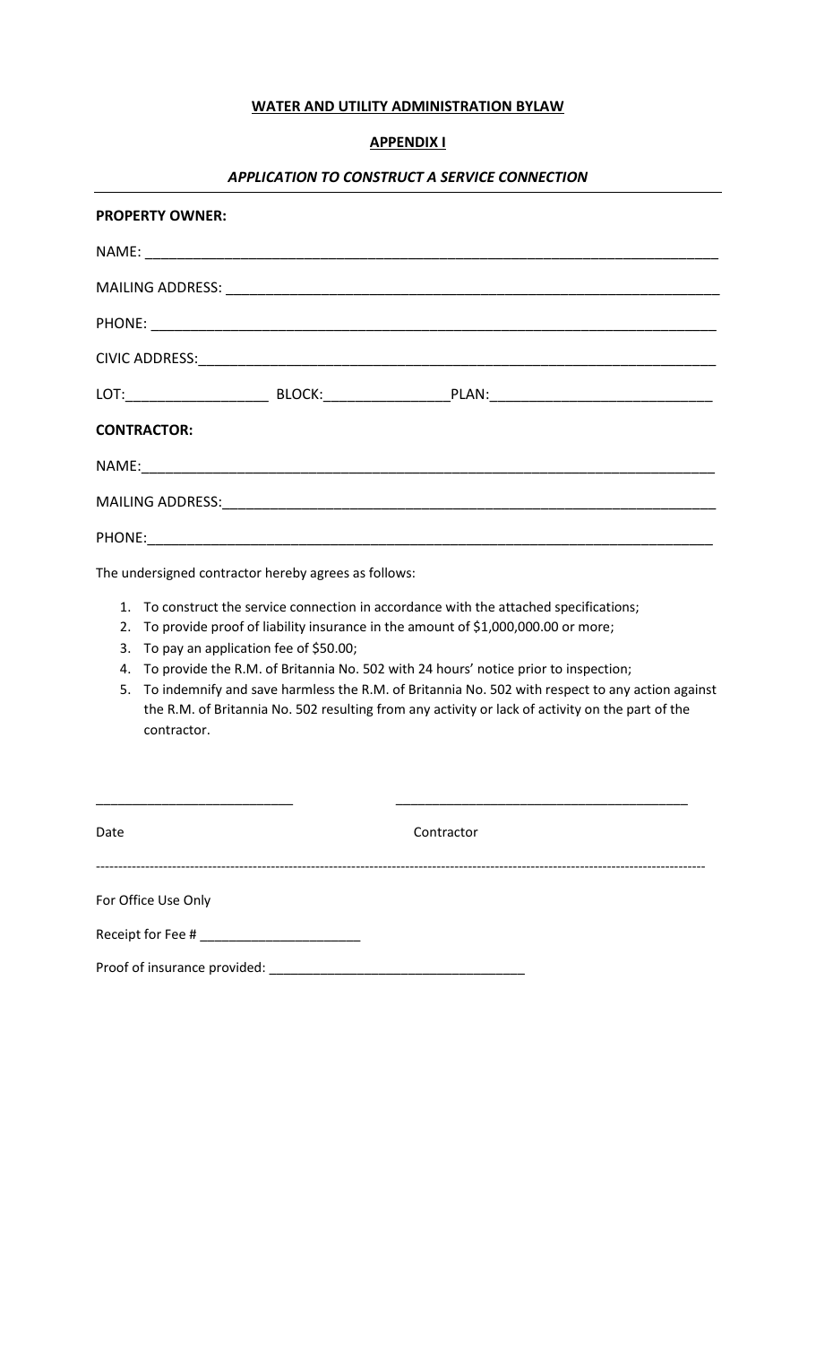**WATER AND UTILITY ADMINISTRATION BYLAW**

**APPENDIX I**

***APPLICATION TO CONSTRUCT A SERVICE CONNECTION***

---

**PROPERTY OWNER:**

NAME: ______________________________________________________________________

MAILING ADDRESS: ____________________________________________________________

PHONE: _____________________________________________________________________

CIVIC ADDRESS: ______________________________________________________________

LOT: __________________ BLOCK: ________________ PLAN: ___________________________

**CONTRACTOR:**

NAME: ______________________________________________________________________

MAILING ADDRESS: ____________________________________________________________

PHONE: _____________________________________________________________________

The undersigned contractor hereby agrees as follows:

1. To construct the service connection in accordance with the attached specifications;
2. To provide proof of liability insurance in the amount of $1,000,000.00 or more;
3. To pay an application fee of $50.00;
4. To provide the R.M. of Britannia No. 502 with 24 hours' notice prior to inspection;
5. To indemnify and save harmless the R.M. of Britannia No. 502 with respect to any action against the R.M. of Britannia No. 502 resulting from any activity or lack of activity on the part of the contractor.

__________________________ ______________________________________

Date Contractor

---

For Office Use Only

Receipt for Fee # _____________________

Proof of insurance provided: __________________________________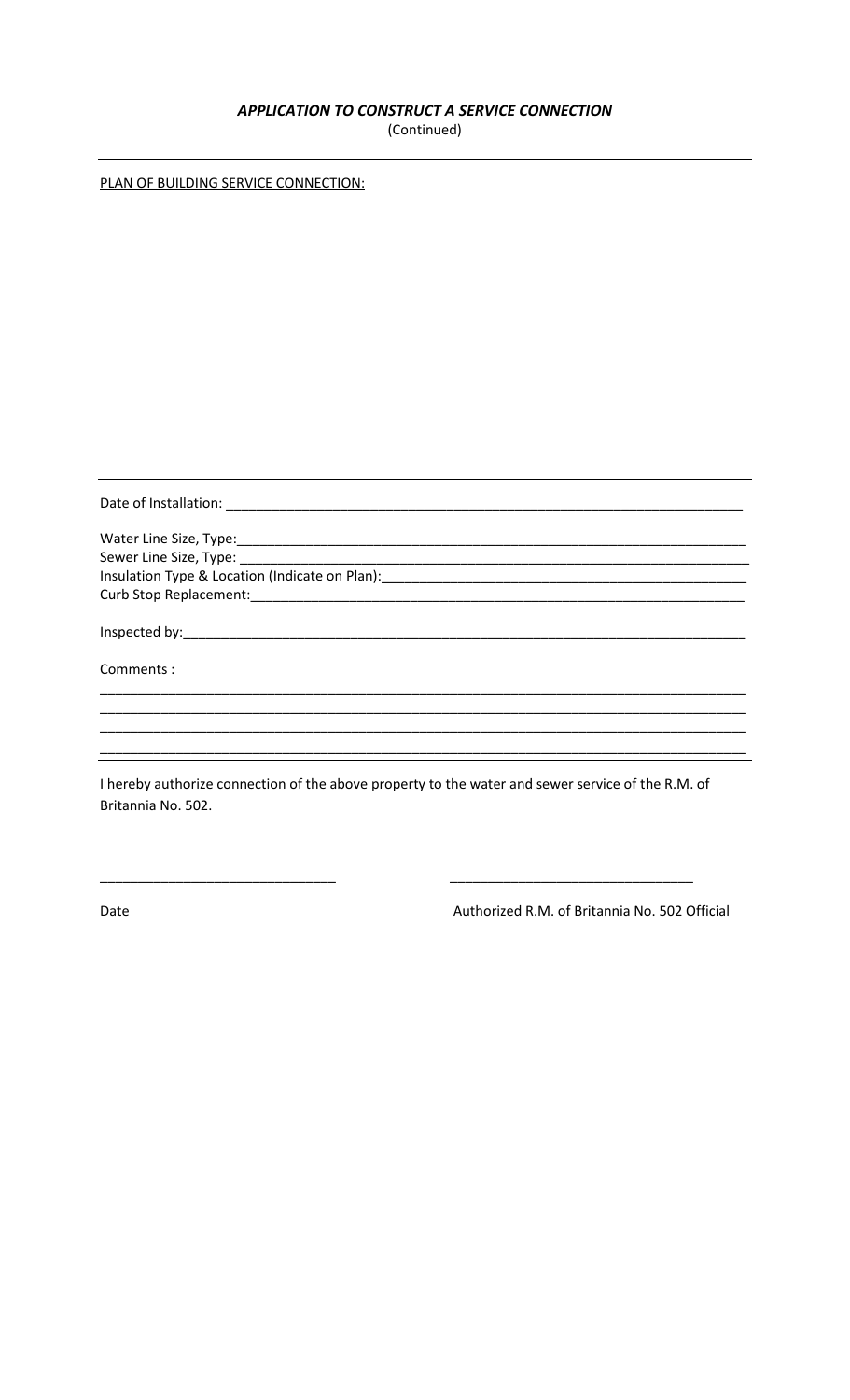***APPLICATION TO CONSTRUCT A SERVICE CONNECTION***

(Continued)

---

PLAN OF BUILDING SERVICE CONNECTION:

---

Date of Installation: ______________________________________________________________________

Water Line Size, Type: ______________________________________________________________________

Sewer Line Size, Type: ______________________________________________________________________

Insulation Type & Location (Indicate on Plan): ____________________________________________________

Curb Stop Replacement: ______________________________________________________________________

Inspected by: ______________________________________________________________________

Comments :

______________________________________________________________________________________

______________________________________________________________________________________

______________________________________________________________________________________

______________________________________________________________________________________

---

I hereby authorize connection of the above property to the water and sewer service of the R.M. of Britannia No. 502.

_______________________________ _______________________________

Date Authorized R.M. of Britannia No. 502 Official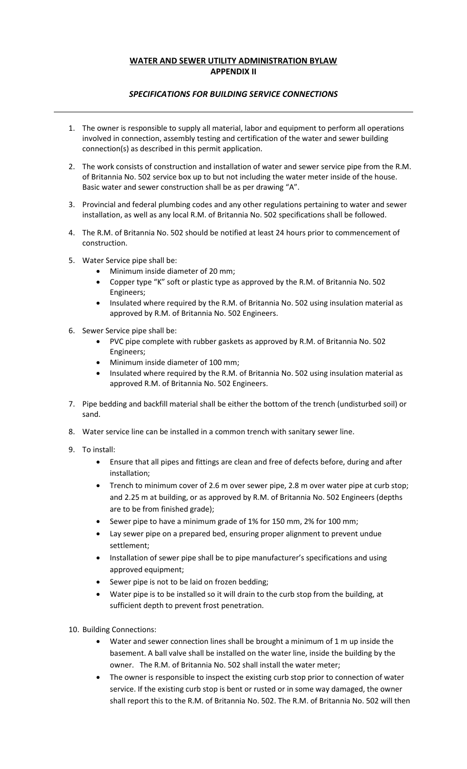**WATER AND SEWER UTILITY ADMINISTRATION BYLAW**
**APPENDIX II**

***SPECIFICATIONS FOR BUILDING SERVICE CONNECTIONS***

1. The owner is responsible to supply all material, labor and equipment to perform all operations involved in connection, assembly testing and certification of the water and sewer building connection(s) as described in this permit application.

2. The work consists of construction and installation of water and sewer service pipe from the R.M. of Britannia No. 502 service box up to but not including the water meter inside of the house. Basic water and sewer construction shall be as per drawing "A".

3. Provincial and federal plumbing codes and any other regulations pertaining to water and sewer installation, as well as any local R.M. of Britannia No. 502 specifications shall be followed.

4. The R.M. of Britannia No. 502 should be notified at least 24 hours prior to commencement of construction.

5. Water Service pipe shall be:
   - Minimum inside diameter of 20 mm;
   - Copper type "K" soft or plastic type as approved by the R.M. of Britannia No. 502 Engineers;
   - Insulated where required by the R.M. of Britannia No. 502 using insulation material as approved by R.M. of Britannia No. 502 Engineers.

6. Sewer Service pipe shall be:
   - PVC pipe complete with rubber gaskets as approved by R.M. of Britannia No. 502 Engineers;
   - Minimum inside diameter of 100 mm;
   - Insulated where required by the R.M. of Britannia No. 502 using insulation material as approved R.M. of Britannia No. 502 Engineers.

7. Pipe bedding and backfill material shall be either the bottom of the trench (undisturbed soil) or sand.

8. Water service line can be installed in a common trench with sanitary sewer line.

9. To install:
   - Ensure that all pipes and fittings are clean and free of defects before, during and after installation;
   - Trench to minimum cover of 2.6 m over sewer pipe, 2.8 m over water pipe at curb stop; and 2.25 m at building, or as approved by R.M. of Britannia No. 502 Engineers (depths are to be from finished grade);
   - Sewer pipe to have a minimum grade of 1% for 150 mm, 2% for 100 mm;
   - Lay sewer pipe on a prepared bed, ensuring proper alignment to prevent undue settlement;
   - Installation of sewer pipe shall be to pipe manufacturer's specifications and using approved equipment;
   - Sewer pipe is not to be laid on frozen bedding;
   - Water pipe is to be installed so it will drain to the curb stop from the building, at sufficient depth to prevent frost penetration.

10. Building Connections:
    - Water and sewer connection lines shall be brought a minimum of 1 m up inside the basement. A ball valve shall be installed on the water line, inside the building by the owner. The R.M. of Britannia No. 502 shall install the water meter;
    - The owner is responsible to inspect the existing curb stop prior to connection of water service. If the existing curb stop is bent or rusted or in some way damaged, the owner shall report this to the R.M. of Britannia No. 502. The R.M. of Britannia No. 502 will then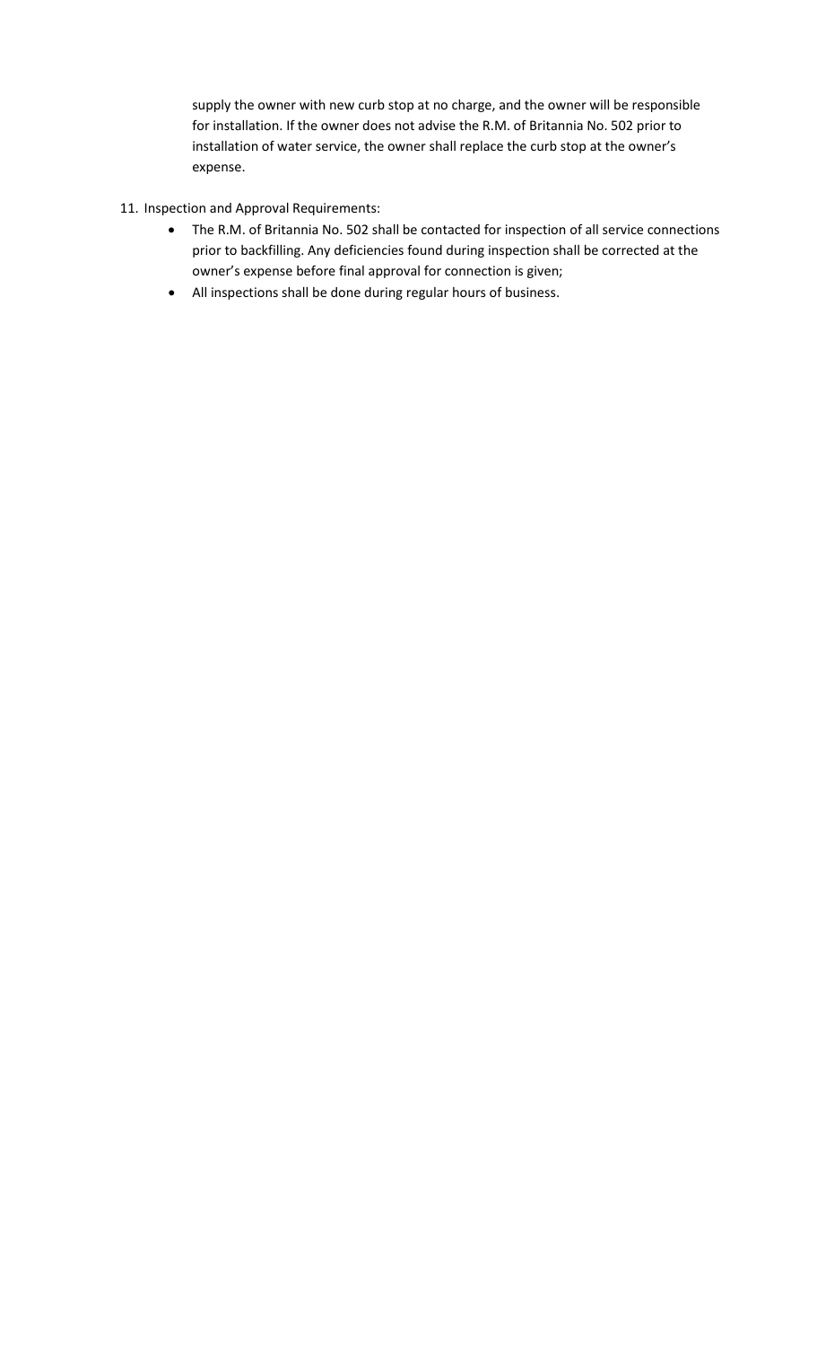supply the owner with new curb stop at no charge, and the owner will be responsible for installation. If the owner does not advise the R.M. of Britannia No. 502 prior to installation of water service, the owner shall replace the curb stop at the owner's expense.

11. Inspection and Approval Requirements:
    - The R.M. of Britannia No. 502 shall be contacted for inspection of all service connections prior to backfilling. Any deficiencies found during inspection shall be corrected at the owner's expense before final approval for connection is given;
    - All inspections shall be done during regular hours of business.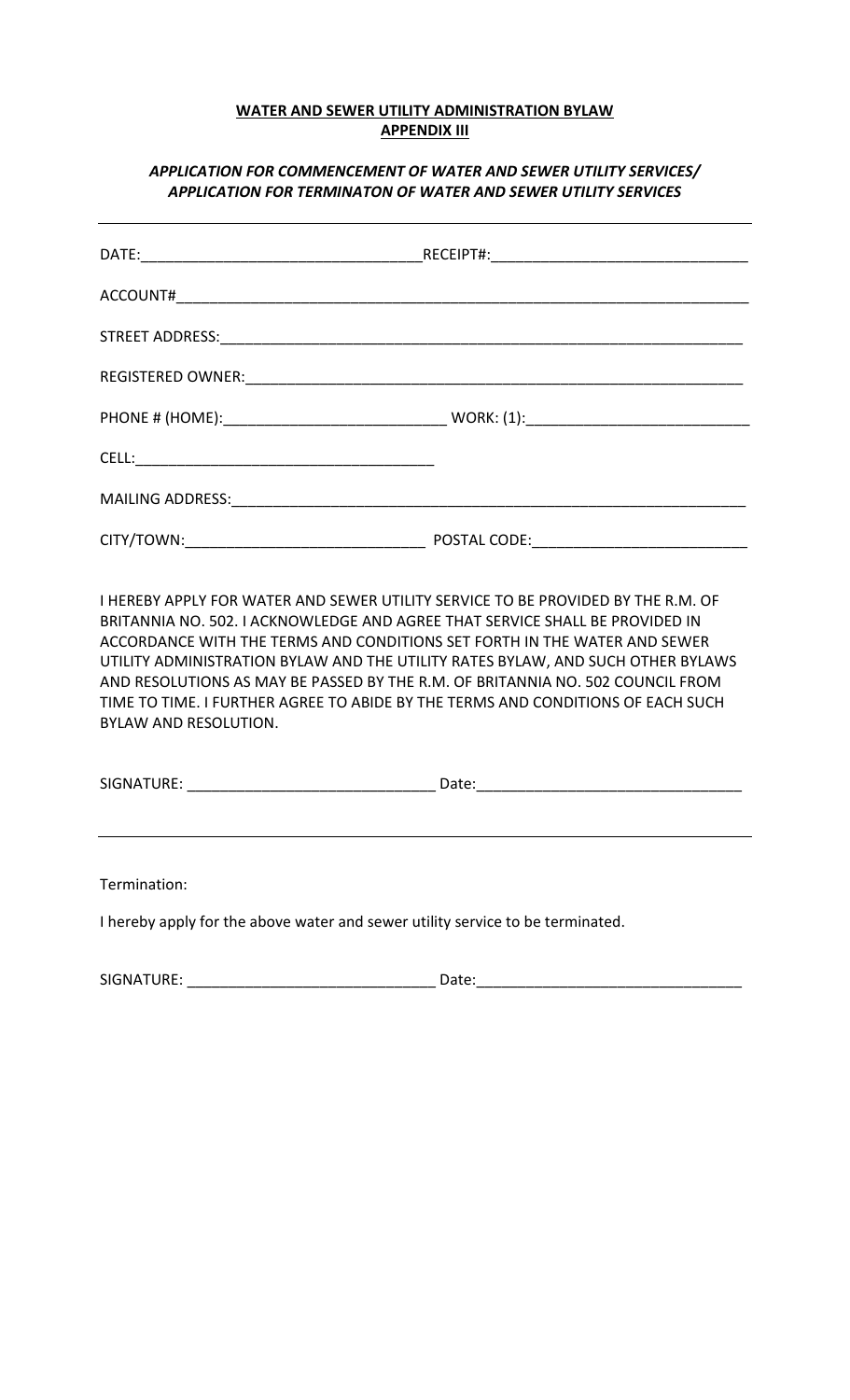**WATER AND SEWER UTILITY ADMINISTRATION BYLAW**
**APPENDIX III**

***APPLICATION FOR COMMENCEMENT OF WATER AND SEWER UTILITY SERVICES/ APPLICATION FOR TERMINATON OF WATER AND SEWER UTILITY SERVICES***

---

DATE:_________________________________RECEIPT#:______________________________

ACCOUNT#______________________________________________________________________

STREET ADDRESS:_______________________________________________________________

REGISTERED OWNER:_____________________________________________________________

PHONE # (HOME):__________________________ WORK: (1):__________________________

CELL:___________________________________

MAILING ADDRESS:______________________________________________________________

CITY/TOWN:____________________________ POSTAL CODE:_________________________

I HEREBY APPLY FOR WATER AND SEWER UTILITY SERVICE TO BE PROVIDED BY THE R.M. OF BRITANNIA NO. 502. I ACKNOWLEDGE AND AGREE THAT SERVICE SHALL BE PROVIDED IN ACCORDANCE WITH THE TERMS AND CONDITIONS SET FORTH IN THE WATER AND SEWER UTILITY ADMINISTRATION BYLAW AND THE UTILITY RATES BYLAW, AND SUCH OTHER BYLAWS AND RESOLUTIONS AS MAY BE PASSED BY THE R.M. OF BRITANNIA NO. 502 COUNCIL FROM TIME TO TIME. I FURTHER AGREE TO ABIDE BY THE TERMS AND CONDITIONS OF EACH SUCH BYLAW AND RESOLUTION.

SIGNATURE: _____________________________ Date:_______________________________

---

Termination:

I hereby apply for the above water and sewer utility service to be terminated.

SIGNATURE: _____________________________ Date:_______________________________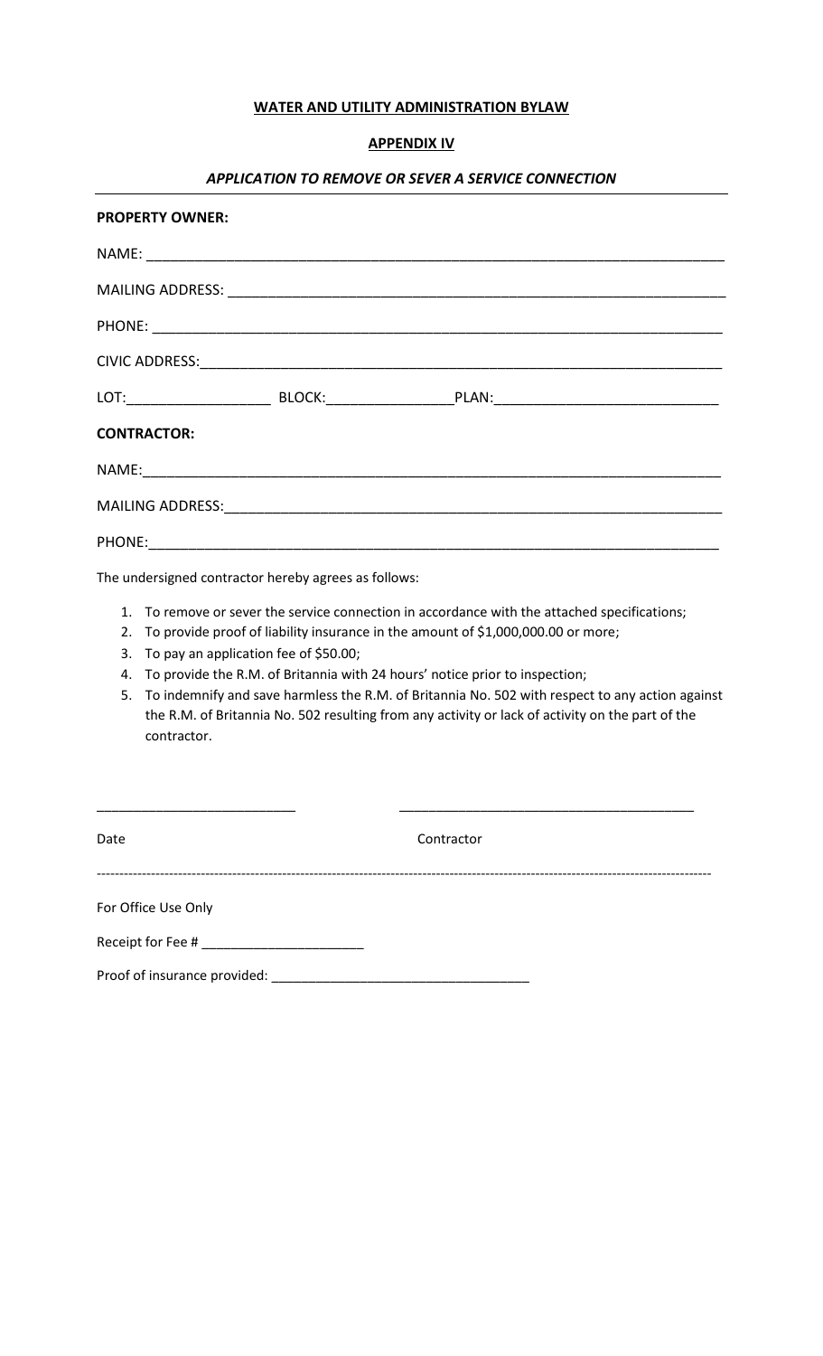**WATER AND UTILITY ADMINISTRATION BYLAW**

**APPENDIX IV**

***APPLICATION TO REMOVE OR SEVER A SERVICE CONNECTION***

---

**PROPERTY OWNER:**

NAME: ___________________________________________________________________________

MAILING ADDRESS: _________________________________________________________________

PHONE: __________________________________________________________________________

CIVIC ADDRESS: ____________________________________________________________________

LOT: __________________ BLOCK: ________________ PLAN: ____________________________

**CONTRACTOR:**

NAME: ___________________________________________________________________________

MAILING ADDRESS: _________________________________________________________________

PHONE: __________________________________________________________________________

The undersigned contractor hereby agrees as follows:

1. To remove or sever the service connection in accordance with the attached specifications;
2. To provide proof of liability insurance in the amount of $1,000,000.00 or more;
3. To pay an application fee of $50.00;
4. To provide the R.M. of Britannia with 24 hours' notice prior to inspection;
5. To indemnify and save harmless the R.M. of Britannia No. 502 with respect to any action against the R.M. of Britannia No. 502 resulting from any activity or lack of activity on the part of the contractor.

__________________________ ________________________________________

Date Contractor

---

For Office Use Only

Receipt for Fee # ______________________

Proof of insurance provided: __________________________________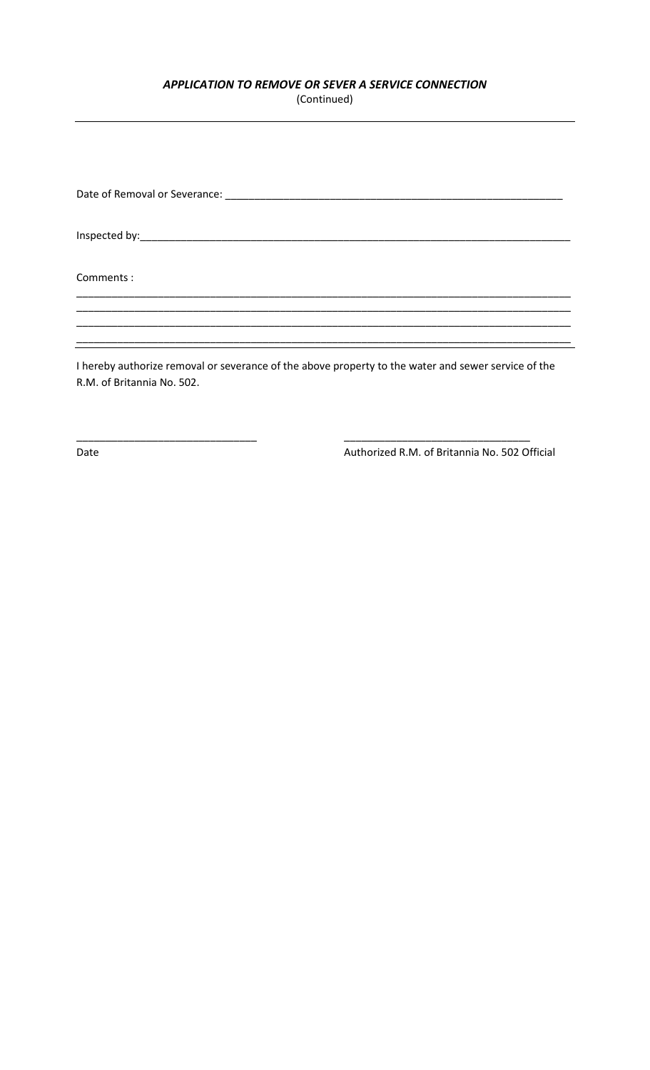### *APPLICATION TO REMOVE OR SEVER A SERVICE CONNECTION*

(Continued)

---

Date of Removal or Severance: ____________________________________________________________

Inspected by: ____________________________________________________________________________

Comments :

__________________________________________________________________________________________

__________________________________________________________________________________________

__________________________________________________________________________________________

__________________________________________________________________________________________

I hereby authorize removal or severance of the above property to the water and sewer service of the R.M. of Britannia No. 502.

_______________________________ &nbsp;&nbsp;&nbsp;&nbsp;&nbsp;&nbsp;&nbsp;&nbsp;&nbsp;&nbsp;&nbsp;&nbsp; _______________________________

Date &nbsp;&nbsp;&nbsp;&nbsp;&nbsp;&nbsp;&nbsp;&nbsp;&nbsp;&nbsp;&nbsp;&nbsp;&nbsp;&nbsp;&nbsp;&nbsp;&nbsp;&nbsp;&nbsp;&nbsp;&nbsp;&nbsp;&nbsp;&nbsp;&nbsp;&nbsp;&nbsp;&nbsp;&nbsp;&nbsp;&nbsp;&nbsp;&nbsp;&nbsp;&nbsp;&nbsp;&nbsp;&nbsp;&nbsp;&nbsp;&nbsp;&nbsp; Authorized R.M. of Britannia No. 502 Official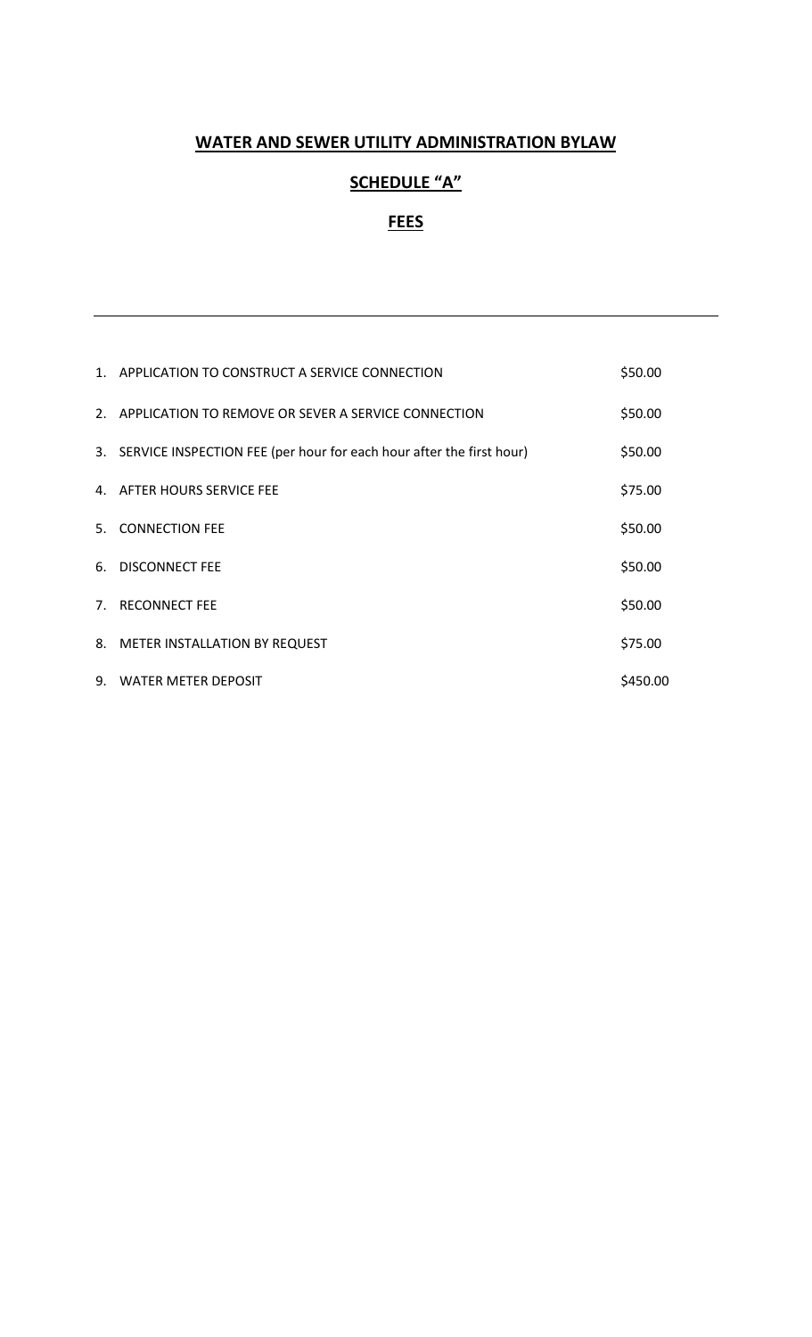# WATER AND SEWER UTILITY ADMINISTRATION BYLAW

## SCHEDULE "A"

## FEES

---

| | | |
|---|---|---|
| 1. | APPLICATION TO CONSTRUCT A SERVICE CONNECTION | $50.00 |
| 2. | APPLICATION TO REMOVE OR SEVER A SERVICE CONNECTION | $50.00 |
| 3. | SERVICE INSPECTION FEE (per hour for each hour after the first hour) | $50.00 |
| 4. | AFTER HOURS SERVICE FEE | $75.00 |
| 5. | CONNECTION FEE | $50.00 |
| 6. | DISCONNECT FEE | $50.00 |
| 7. | RECONNECT FEE | $50.00 |
| 8. | METER INSTALLATION BY REQUEST | $75.00 |
| 9. | WATER METER DEPOSIT | $450.00 |